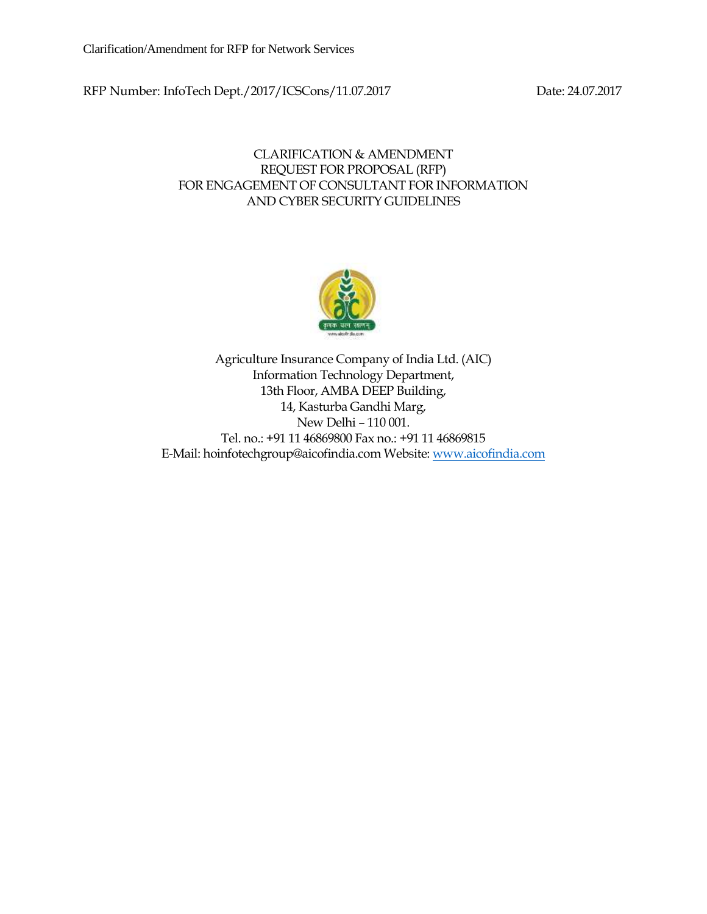Clarification/Amendment for RFP for Network Services

RFP Number: InfoTech Dept./2017/ICSCons/11.07.2017 Date: 24.07.2017

# CLARIFICATION & AMENDMENT
## REQUEST FOR PROPOSAL (RFP)
## FOR ENGAGEMENT OF CONSULTANT FOR INFORMATION AND CYBER SECURITY GUIDELINES

Agriculture Insurance Company of India Ltd. (AIC)
Information Technology Department,
13th Floor, AMBA DEEP Building,
14, Kasturba Gandhi Marg,
New Delhi – 110 001.
Tel. no.: +91 11 46869800 Fax no.: +91 11 46869815
E-Mail: hoinfotechgroup@aicofindia.com Website: www.aicofindia.com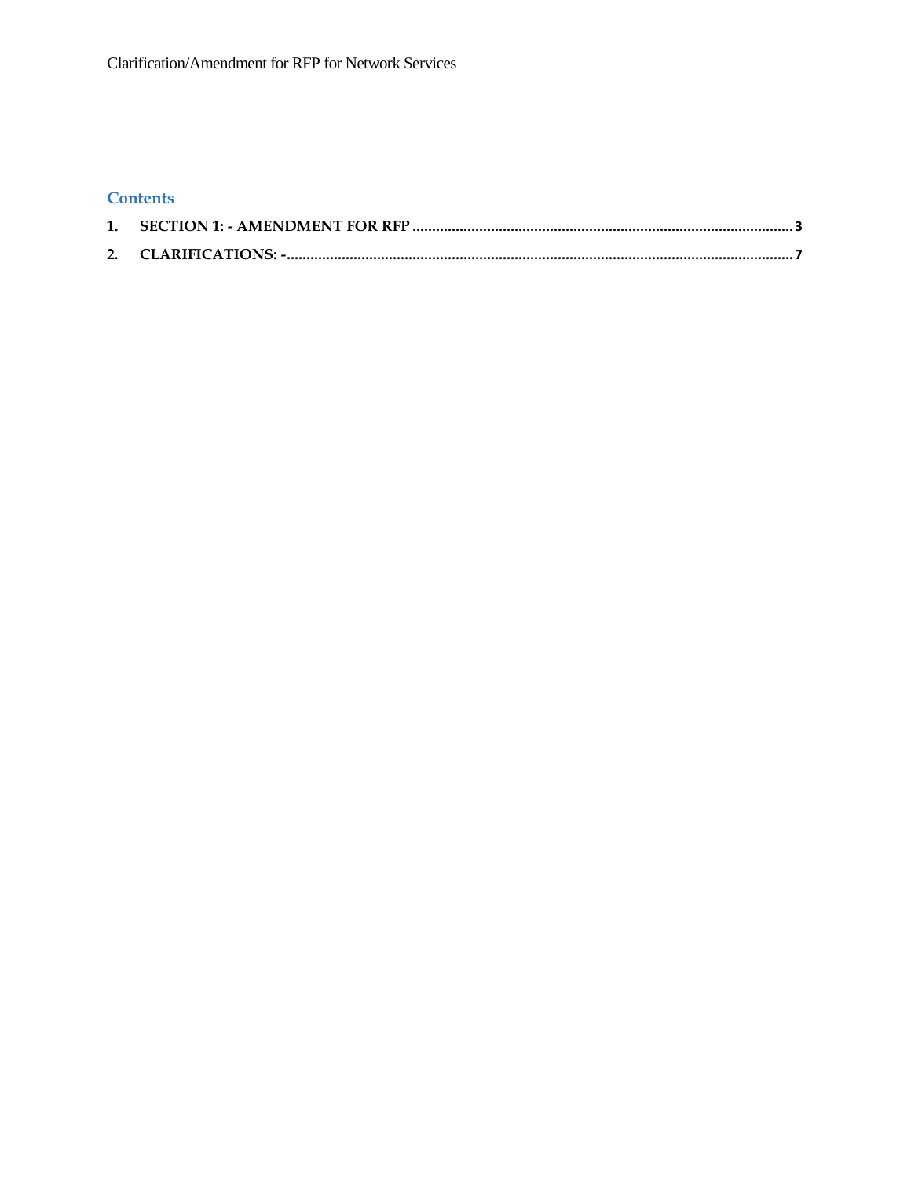## Contents

1. SECTION 1: - AMENDMENT FOR RFP ........................................................................................ 3
2. CLARIFICATIONS: - ........................................................................................................................ 7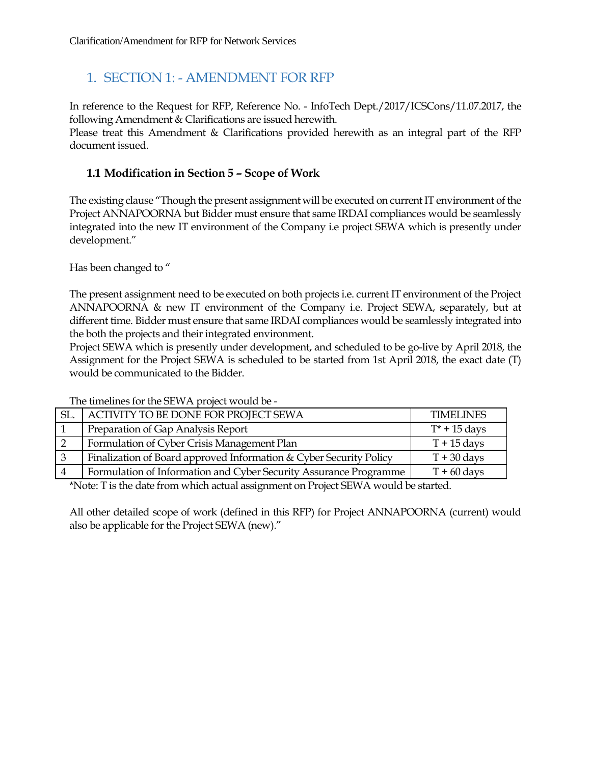# 1. SECTION 1: - AMENDMENT FOR RFP

In reference to the Request for RFP, Reference No. - InfoTech Dept./2017/ICSCons/11.07.2017, the following Amendment & Clarifications are issued herewith.
Please treat this Amendment & Clarifications provided herewith as an integral part of the RFP document issued.

## 1.1 Modification in Section 5 – Scope of Work

The existing clause "Though the present assignment will be executed on current IT environment of the Project ANNAPOORNA but Bidder must ensure that same IRDAI compliances would be seamlessly integrated into the new IT environment of the Company i.e project SEWA which is presently under development."

Has been changed to "

The present assignment need to be executed on both projects i.e. current IT environment of the Project ANNAPOORNA & new IT environment of the Company i.e. Project SEWA, separately, but at different time. Bidder must ensure that same IRDAI compliances would be seamlessly integrated into the both the projects and their integrated environment.
Project SEWA which is presently under development, and scheduled to be go-live by April 2018, the Assignment for the Project SEWA is scheduled to be started from 1st April 2018, the exact date (T) would be communicated to the Bidder.

The timelines for the SEWA project would be -

| SL. | ACTIVITY TO BE DONE FOR PROJECT SEWA | TIMELINES |
|---|---|---|
| 1 | Preparation of Gap Analysis Report | T* + 15 days |
| 2 | Formulation of Cyber Crisis Management Plan | T + 15 days |
| 3 | Finalization of Board approved Information & Cyber Security Policy | T + 30 days |
| 4 | Formulation of Information and Cyber Security Assurance Programme | T + 60 days |

*Note: T is the date from which actual assignment on Project SEWA would be started.

All other detailed scope of work (defined in this RFP) for Project ANNAPOORNA (current) would also be applicable for the Project SEWA (new)."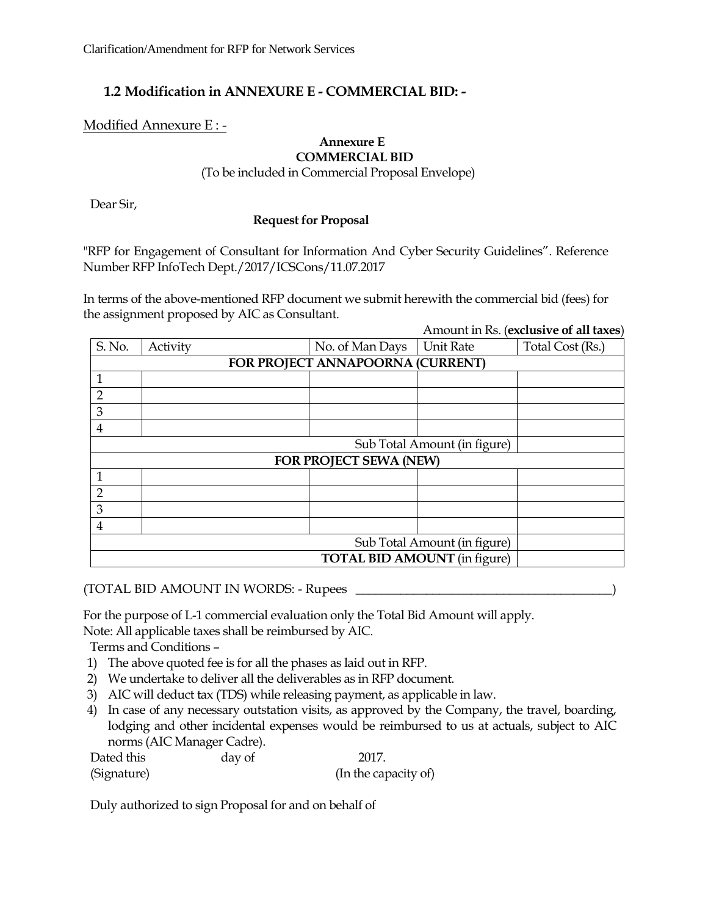### 1.2 Modification in ANNEXURE E - COMMERCIAL BID: -

Modified Annexure E : -

**Annexure E**
**COMMERCIAL BID**
(To be included in Commercial Proposal Envelope)

Dear Sir,

**Request for Proposal**

"RFP for Engagement of Consultant for Information And Cyber Security Guidelines". Reference Number RFP InfoTech Dept./2017/ICSCons/11.07.2017

In terms of the above-mentioned RFP document we submit herewith the commercial bid (fees) for the assignment proposed by AIC as Consultant.

Amount in Rs. (**exclusive of all taxes**)

| S. No. | Activity | No. of Man Days | Unit Rate | Total Cost (Rs.) |
|---|---|---|---|---|
| **FOR PROJECT ANNAPOORNA (CURRENT)** | | | | |
| 1 | | | | |
| 2 | | | | |
| 3 | | | | |
| 4 | | | | |
| | | | Sub Total Amount (in figure) | |
| **FOR PROJECT SEWA (NEW)** | | | | |
| 1 | | | | |
| 2 | | | | |
| 3 | | | | |
| 4 | | | | |
| | | | Sub Total Amount (in figure) | |
| | | | **TOTAL BID AMOUNT** (in figure) | |

(TOTAL BID AMOUNT IN WORDS: - Rupees ________________________________________)

For the purpose of L-1 commercial evaluation only the Total Bid Amount will apply.
Note: All applicable taxes shall be reimbursed by AIC.

Terms and Conditions –

1) The above quoted fee is for all the phases as laid out in RFP.
2) We undertake to deliver all the deliverables as in RFP document.
3) AIC will deduct tax (TDS) while releasing payment, as applicable in law.
4) In case of any necessary outstation visits, as approved by the Company, the travel, boarding, lodging and other incidental expenses would be reimbursed to us at actuals, subject to AIC norms (AIC Manager Cadre).

Dated this day of 2017.
(Signature) (In the capacity of)

Duly authorized to sign Proposal for and on behalf of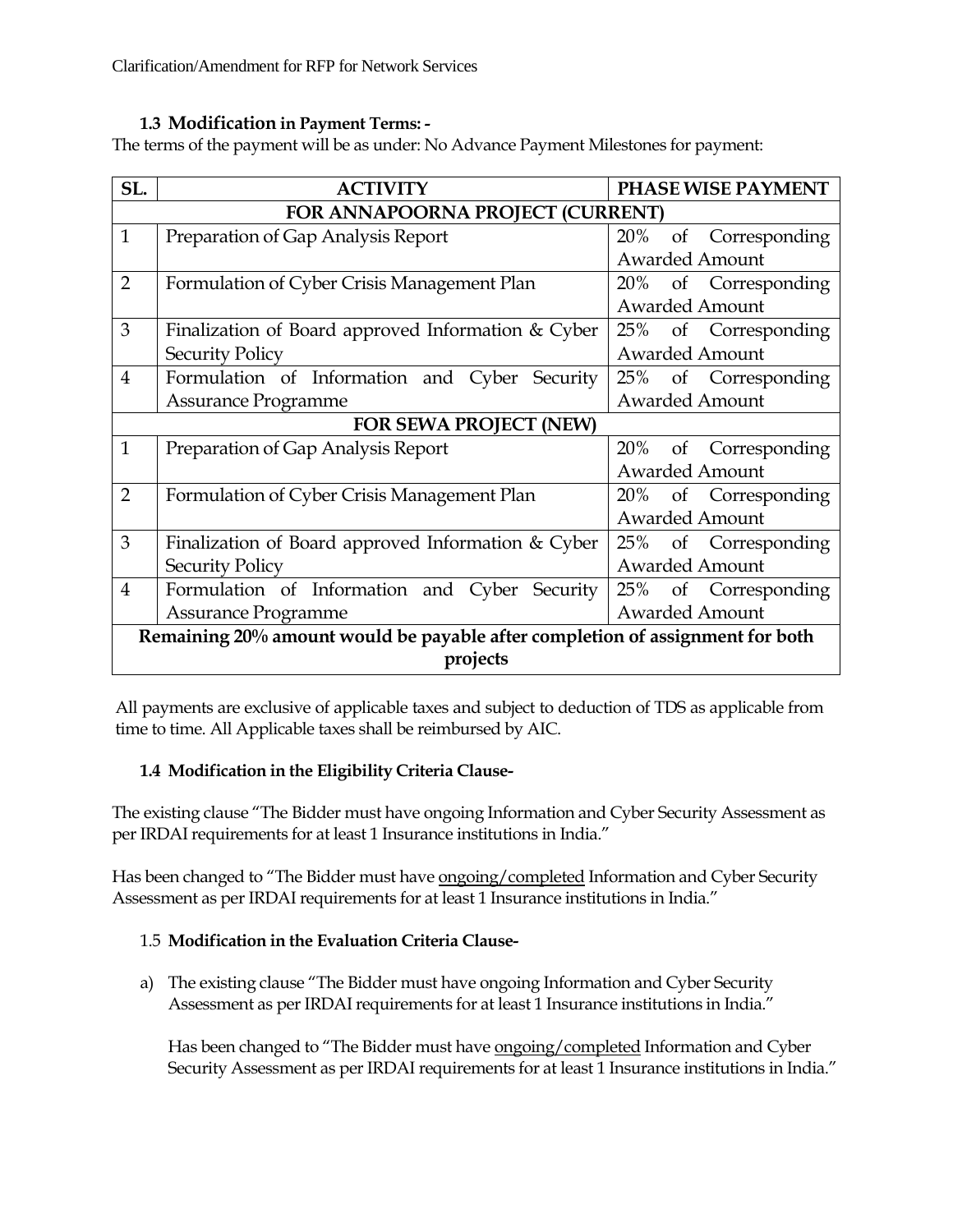### 1.3 Modification in Payment Terms: -

The terms of the payment will be as under: No Advance Payment Milestones for payment:

| SL. | ACTIVITY | PHASE WISE PAYMENT |
|---|---|---|
| **FOR ANNAPOORNA PROJECT (CURRENT)** | | |
| 1 | Preparation of Gap Analysis Report | 20% of Corresponding Awarded Amount |
| 2 | Formulation of Cyber Crisis Management Plan | 20% of Corresponding Awarded Amount |
| 3 | Finalization of Board approved Information & Cyber Security Policy | 25% of Corresponding Awarded Amount |
| 4 | Formulation of Information and Cyber Security Assurance Programme | 25% of Corresponding Awarded Amount |
| **FOR SEWA PROJECT (NEW)** | | |
| 1 | Preparation of Gap Analysis Report | 20% of Corresponding Awarded Amount |
| 2 | Formulation of Cyber Crisis Management Plan | 20% of Corresponding Awarded Amount |
| 3 | Finalization of Board approved Information & Cyber Security Policy | 25% of Corresponding Awarded Amount |
| 4 | Formulation of Information and Cyber Security Assurance Programme | 25% of Corresponding Awarded Amount |
| **Remaining 20% amount would be payable after completion of assignment for both projects** | | |

All payments are exclusive of applicable taxes and subject to deduction of TDS as applicable from time to time. All Applicable taxes shall be reimbursed by AIC.

### 1.4 Modification in the Eligibility Criteria Clause-

The existing clause "The Bidder must have ongoing Information and Cyber Security Assessment as per IRDAI requirements for at least 1 Insurance institutions in India."

Has been changed to "The Bidder must have ongoing/completed Information and Cyber Security Assessment as per IRDAI requirements for at least 1 Insurance institutions in India."

### 1.5 Modification in the Evaluation Criteria Clause-

a) The existing clause "The Bidder must have ongoing Information and Cyber Security Assessment as per IRDAI requirements for at least 1 Insurance institutions in India."

   Has been changed to "The Bidder must have ongoing/completed Information and Cyber Security Assessment as per IRDAI requirements for at least 1 Insurance institutions in India."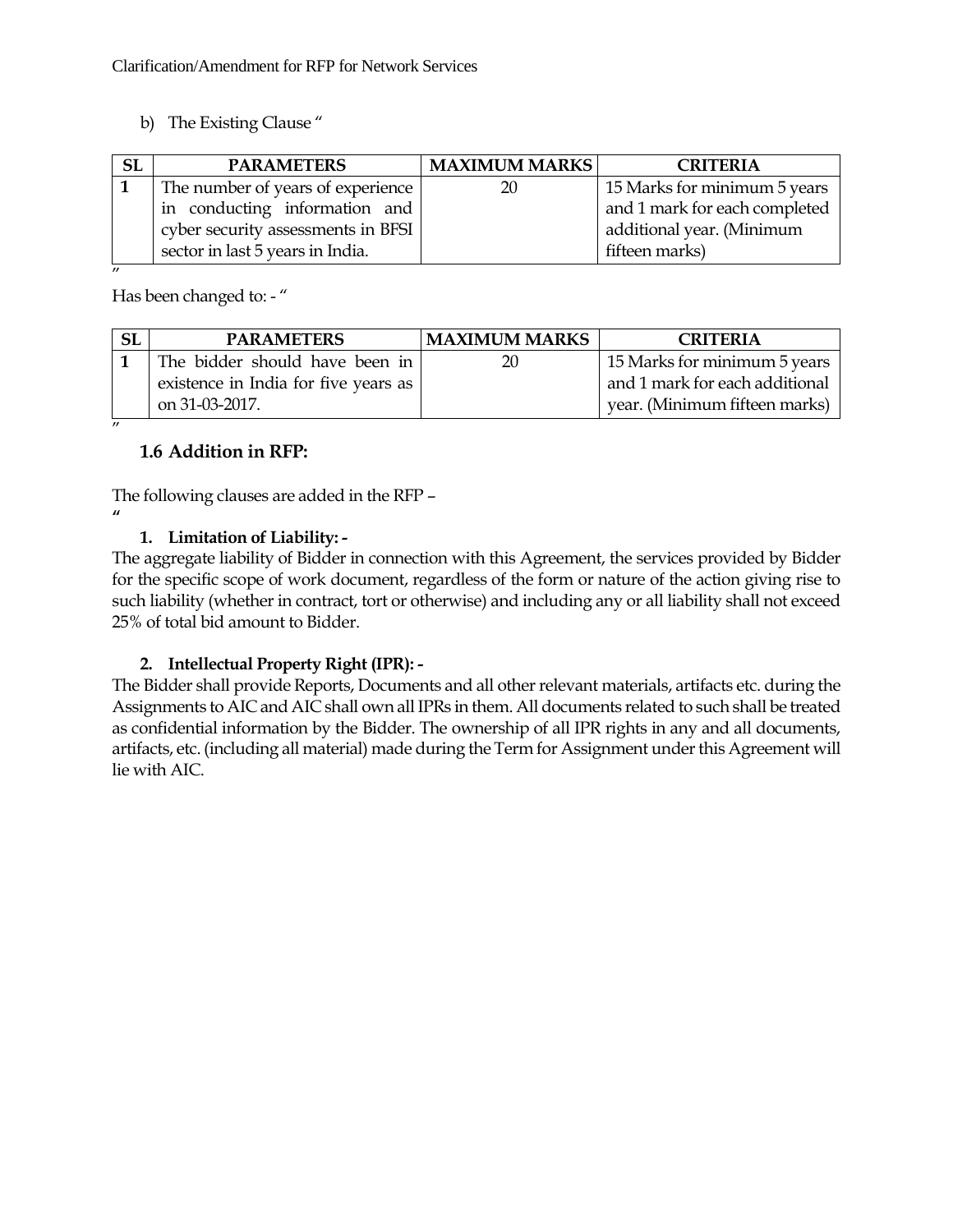b) The Existing Clause "

| SL | PARAMETERS | MAXIMUM MARKS | CRITERIA |
|---|---|---|---|
| **1** | The number of years of experience in conducting information and cyber security assessments in BFSI sector in last 5 years in India. | 20 | 15 Marks for minimum 5 years and 1 mark for each completed additional year. (Minimum fifteen marks) |

"

Has been changed to: - "

| SL | PARAMETERS | MAXIMUM MARKS | CRITERIA |
|---|---|---|---|
| **1** | The bidder should have been in existence in India for five years as on 31-03-2017. | 20 | 15 Marks for minimum 5 years and 1 mark for each additional year. (Minimum fifteen marks) |

"

### 1.6 Addition in RFP:

The following clauses are added in the RFP –

"

**1. Limitation of Liability: -**

The aggregate liability of Bidder in connection with this Agreement, the services provided by Bidder for the specific scope of work document, regardless of the form or nature of the action giving rise to such liability (whether in contract, tort or otherwise) and including any or all liability shall not exceed 25% of total bid amount to Bidder.

**2. Intellectual Property Right (IPR): -**

The Bidder shall provide Reports, Documents and all other relevant materials, artifacts etc. during the Assignments to AIC and AIC shall own all IPRs in them. All documents related to such shall be treated as confidential information by the Bidder. The ownership of all IPR rights in any and all documents, artifacts, etc. (including all material) made during the Term for Assignment under this Agreement will lie with AIC.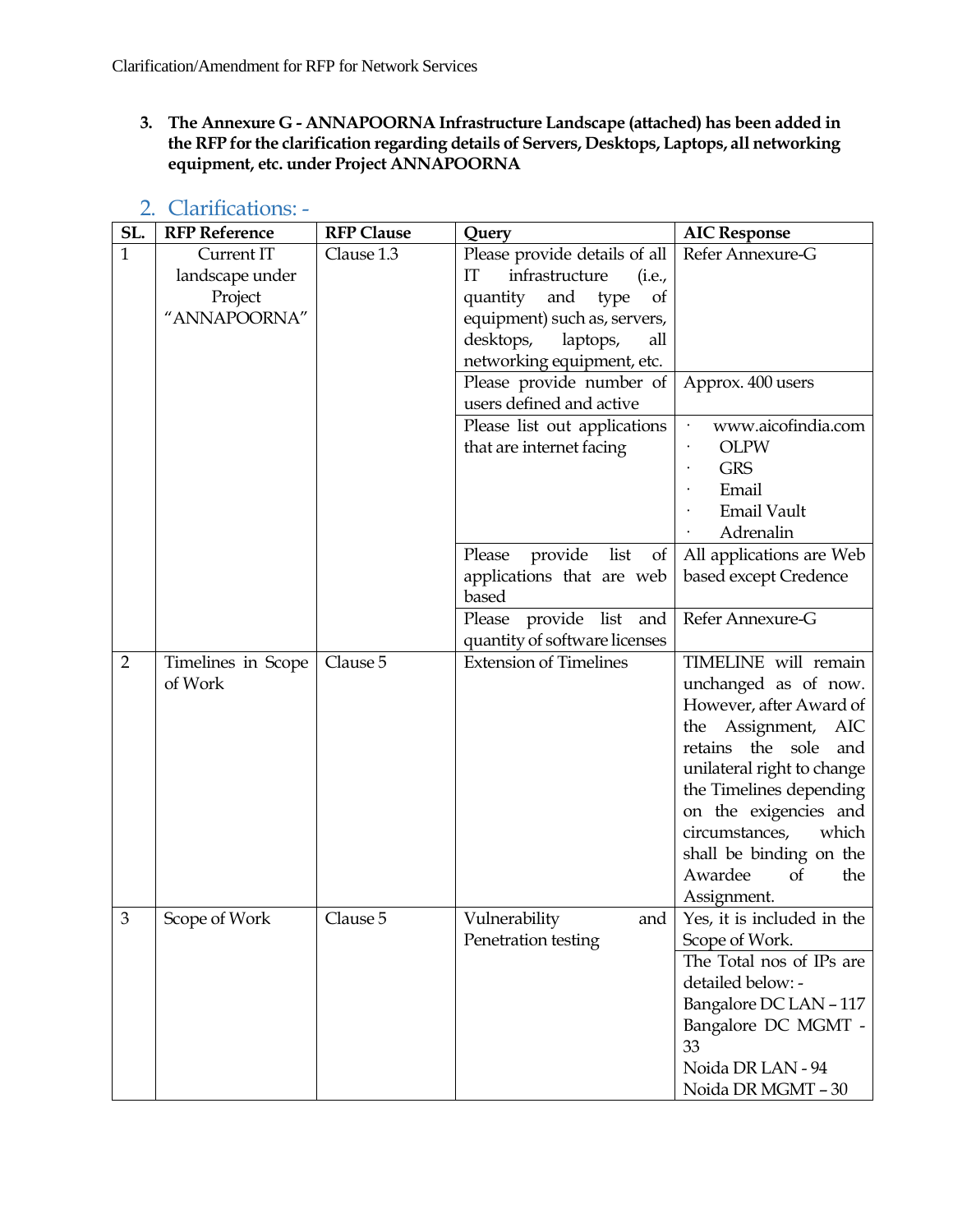3. **The Annexure G - ANNAPOORNA Infrastructure Landscape (attached) has been added in the RFP for the clarification regarding details of Servers, Desktops, Laptops, all networking equipment, etc. under Project ANNAPOORNA**

## 2. Clarifications: -

| SL. | RFP Reference | RFP Clause | Query | AIC Response |
|---|---|---|---|---|
| 1 | Current IT landscape under Project "ANNAPOORNA" | Clause 1.3 | Please provide details of all IT infrastructure (i.e., quantity and type of equipment) such as, servers, desktops, laptops, all networking equipment, etc. | Refer Annexure-G |
| | | | Please provide number of users defined and active | Approx. 400 users |
| | | | Please list out applications that are internet facing | · www.aicofindia.com<br>· OLPW<br>· GRS<br>· Email<br>· Email Vault<br>· Adrenalin |
| | | | Please provide list of applications that are web based | All applications are Web based except Credence |
| | | | Please provide list and quantity of software licenses | Refer Annexure-G |
| 2 | Timelines in Scope of Work | Clause 5 | Extension of Timelines | TIMELINE will remain unchanged as of now. However, after Award of the Assignment, AIC retains the sole and unilateral right to change the Timelines depending on the exigencies and circumstances, which shall be binding on the Awardee of the Assignment. |
| 3 | Scope of Work | Clause 5 | Vulnerability and Penetration testing | Yes, it is included in the Scope of Work. |
| | | | | The Total nos of IPs are detailed below: -<br>Bangalore DC LAN – 117<br>Bangalore DC MGMT - 33<br>Noida DR LAN - 94<br>Noida DR MGMT – 30 |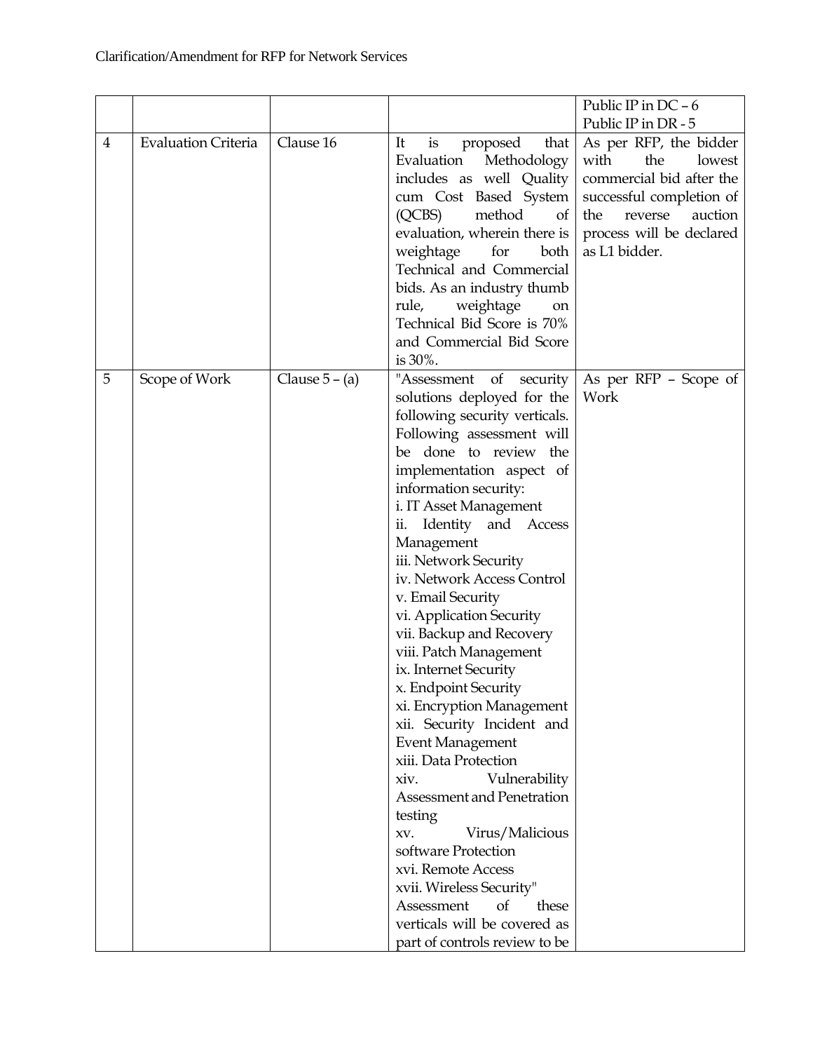| | | | | Public IP in DC – 6<br>Public IP in DR - 5 |
|---|---|---|---|---|
| 4 | Evaluation Criteria | Clause 16 | It is proposed that Evaluation Methodology includes as well Quality cum Cost Based System (QCBS) method of evaluation, wherein there is weightage for both Technical and Commercial bids. As an industry thumb rule, weightage on Technical Bid Score is 70% and Commercial Bid Score is 30%. | As per RFP, the bidder with the lowest commercial bid after the successful completion of the reverse auction process will be declared as L1 bidder. |
| 5 | Scope of Work | Clause 5 – (a) | "Assessment of security solutions deployed for the following security verticals. Following assessment will be done to review the implementation aspect of information security:<br>i. IT Asset Management<br>ii. Identity and Access Management<br>iii. Network Security<br>iv. Network Access Control<br>v. Email Security<br>vi. Application Security<br>vii. Backup and Recovery<br>viii. Patch Management<br>ix. Internet Security<br>x. Endpoint Security<br>xi. Encryption Management<br>xii. Security Incident and Event Management<br>xiii. Data Protection<br>xiv. Vulnerability Assessment and Penetration testing<br>xv. Virus/Malicious software Protection<br>xvi. Remote Access<br>xvii. Wireless Security"<br>Assessment of these verticals will be covered as part of controls review to be | As per RFP – Scope of Work |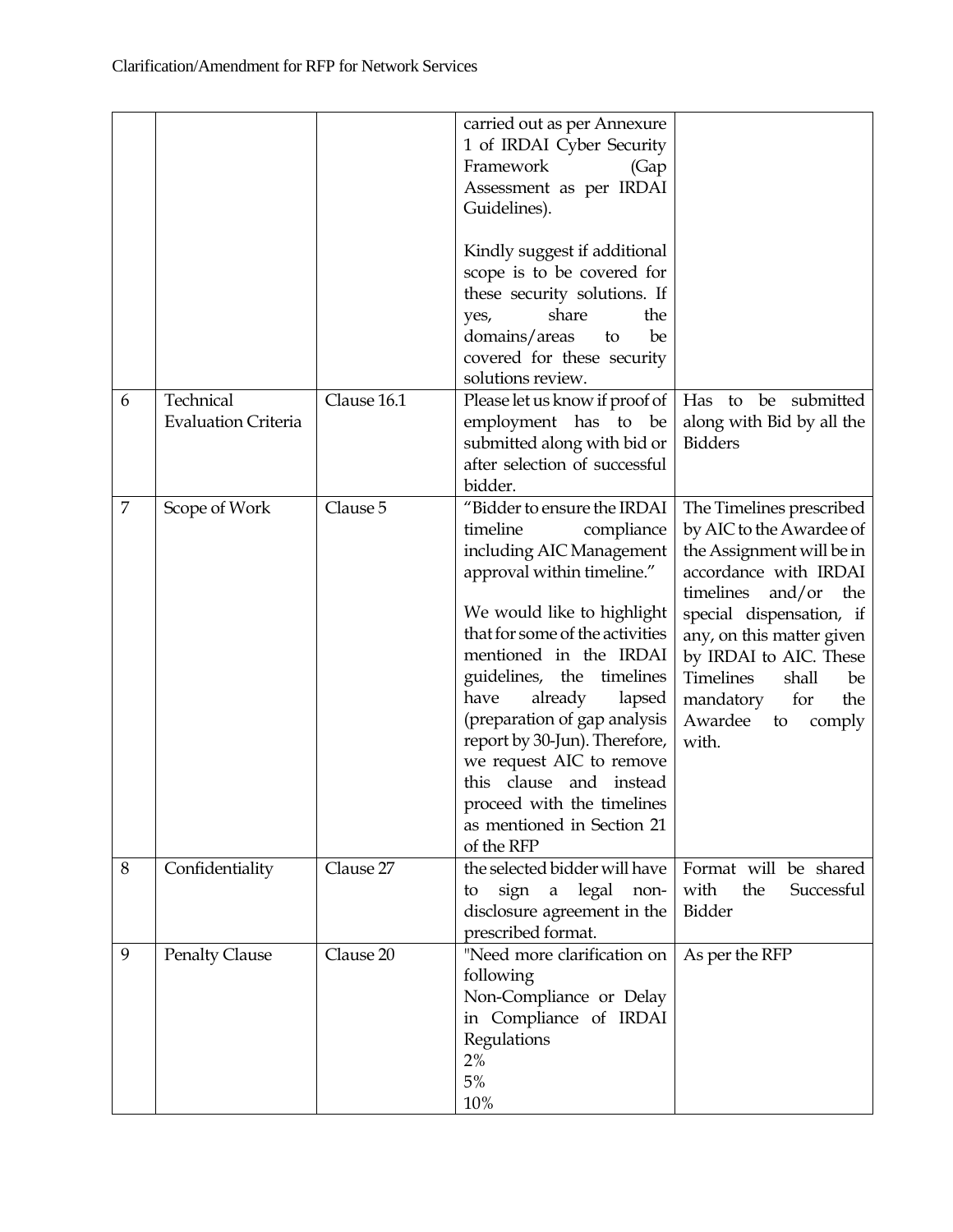| | | | carried out as per Annexure 1 of IRDAI Cyber Security Framework (Gap Assessment as per IRDAI Guidelines).<br><br>Kindly suggest if additional scope is to be covered for these security solutions. If yes, share the domains/areas to be covered for these security solutions review. | |
|---|---|---|---|---|
| 6 | Technical Evaluation Criteria | Clause 16.1 | Please let us know if proof of employment has to be submitted along with bid or after selection of successful bidder. | Has to be submitted along with Bid by all the Bidders |
| 7 | Scope of Work | Clause 5 | "Bidder to ensure the IRDAI timeline compliance including AIC Management approval within timeline."<br><br>We would like to highlight that for some of the activities mentioned in the IRDAI guidelines, the timelines have already lapsed (preparation of gap analysis report by 30-Jun). Therefore, we request AIC to remove this clause and instead proceed with the timelines as mentioned in Section 21 of the RFP | The Timelines prescribed by AIC to the Awardee of the Assignment will be in accordance with IRDAI timelines and/or the special dispensation, if any, on this matter given by IRDAI to AIC. These Timelines shall be mandatory for the Awardee to comply with. |
| 8 | Confidentiality | Clause 27 | the selected bidder will have to sign a legal non-disclosure agreement in the prescribed format. | Format will be shared with the Successful Bidder |
| 9 | Penalty Clause | Clause 20 | "Need more clarification on following<br>Non-Compliance or Delay in Compliance of IRDAI Regulations<br>2%<br>5%<br>10% | As per the RFP |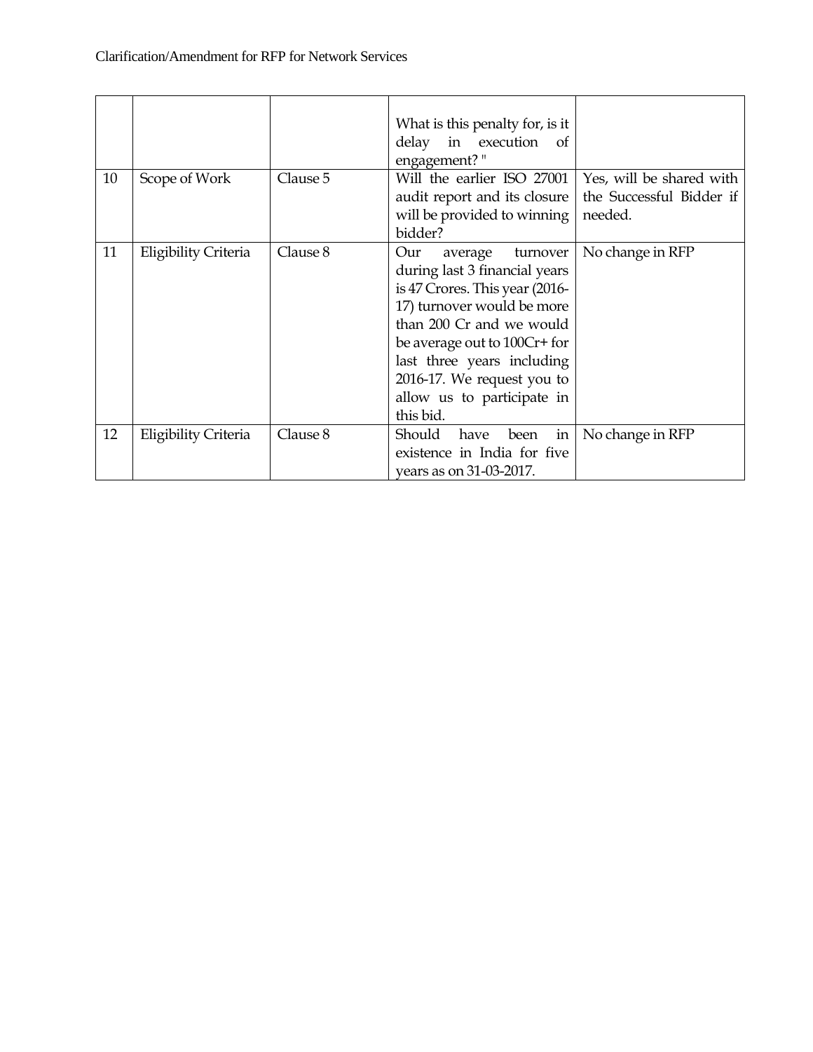| | | | | |
|---|---|---|---|---|
| | | | What is this penalty for, is it delay in execution of engagement? " | |
| 10 | Scope of Work | Clause 5 | Will the earlier ISO 27001 audit report and its closure will be provided to winning bidder? | Yes, will be shared with the Successful Bidder if needed. |
| 11 | Eligibility Criteria | Clause 8 | Our average turnover during last 3 financial years is 47 Crores. This year (2016-17) turnover would be more than 200 Cr and we would be average out to 100Cr+ for last three years including 2016-17. We request you to allow us to participate in this bid. | No change in RFP |
| 12 | Eligibility Criteria | Clause 8 | Should have been in existence in India for five years as on 31-03-2017. | No change in RFP |